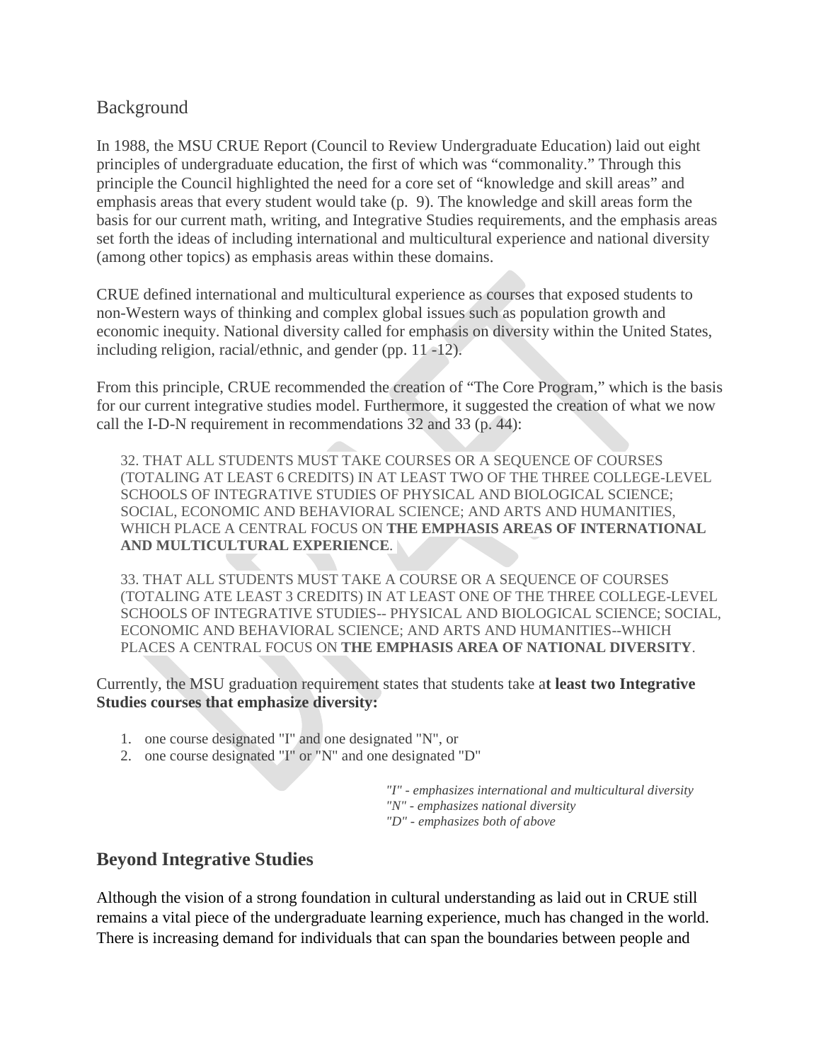## Background

In 1988, the MSU CRUE Report (Council to Review Undergraduate Education) laid out eight principles of undergraduate education, the first of which was "commonality." Through this principle the Council highlighted the need for a core set of "knowledge and skill areas" and emphasis areas that every student would take (p. 9). The knowledge and skill areas form the basis for our current math, writing, and Integrative Studies requirements, and the emphasis areas set forth the ideas of including international and multicultural experience and national diversity (among other topics) as emphasis areas within these domains.

CRUE defined international and multicultural experience as courses that exposed students to non-Western ways of thinking and complex global issues such as population growth and economic inequity. National diversity called for emphasis on diversity within the United States, including religion, racial/ethnic, and gender (pp. 11 -12).

From this principle, CRUE recommended the creation of "The Core Program," which is the basis for our current integrative studies model. Furthermore, it suggested the creation of what we now call the I-D-N requirement in recommendations 32 and 33 (p. 44):

> 32. THAT ALL STUDENTS MUST TAKE COURSES OR A SEQUENCE OF COURSES (TOTALING AT LEAST 6 CREDITS) IN AT LEAST TWO OF THE THREE COLLEGE-LEVEL SCHOOLS OF INTEGRATIVE STUDIES OF PHYSICAL AND BIOLOGICAL SCIENCE; SOCIAL, ECONOMIC AND BEHAVIORAL SCIENCE; AND ARTS AND HUMANITIES, WHICH PLACE A CENTRAL FOCUS ON **THE EMPHASIS AREAS OF INTERNATIONAL AND MULTICULTURAL EXPERIENCE**.
>
> 33. THAT ALL STUDENTS MUST TAKE A COURSE OR A SEQUENCE OF COURSES (TOTALING ATE LEAST 3 CREDITS) IN AT LEAST ONE OF THE THREE COLLEGE-LEVEL SCHOOLS OF INTEGRATIVE STUDIES-- PHYSICAL AND BIOLOGICAL SCIENCE; SOCIAL, ECONOMIC AND BEHAVIORAL SCIENCE; AND ARTS AND HUMANITIES--WHICH PLACES A CENTRAL FOCUS ON **THE EMPHASIS AREA OF NATIONAL DIVERSITY**.

Currently, the MSU graduation requirement states that students take a**t least two Integrative Studies courses that emphasize diversity:**

1. one course designated "I" and one designated "N", or
2. one course designated "I" or "N" and one designated "D"

*"I" - emphasizes international and multicultural diversity*
*"N" - emphasizes national diversity*
*"D" - emphasizes both of above*

## Beyond Integrative Studies

Although the vision of a strong foundation in cultural understanding as laid out in CRUE still remains a vital piece of the undergraduate learning experience, much has changed in the world. There is increasing demand for individuals that can span the boundaries between people and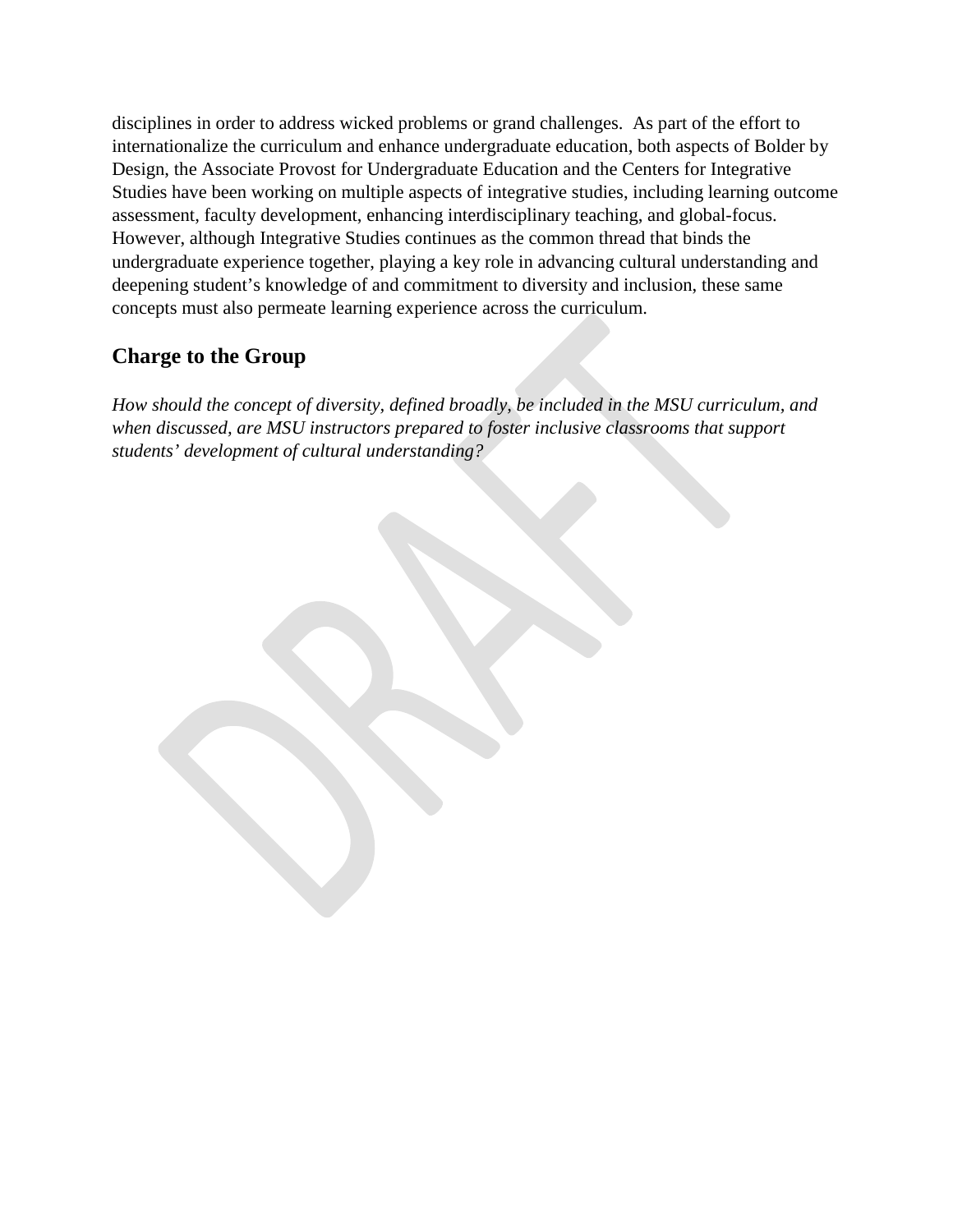disciplines in order to address wicked problems or grand challenges.  As part of the effort to internationalize the curriculum and enhance undergraduate education, both aspects of Bolder by Design, the Associate Provost for Undergraduate Education and the Centers for Integrative Studies have been working on multiple aspects of integrative studies, including learning outcome assessment, faculty development, enhancing interdisciplinary teaching, and global-focus. However, although Integrative Studies continues as the common thread that binds the undergraduate experience together, playing a key role in advancing cultural understanding and deepening student's knowledge of and commitment to diversity and inclusion, these same concepts must also permeate learning experience across the curriculum.

## Charge to the Group

*How should the concept of diversity, defined broadly, be included in the MSU curriculum, and when discussed, are MSU instructors prepared to foster inclusive classrooms that support students' development of cultural understanding?*